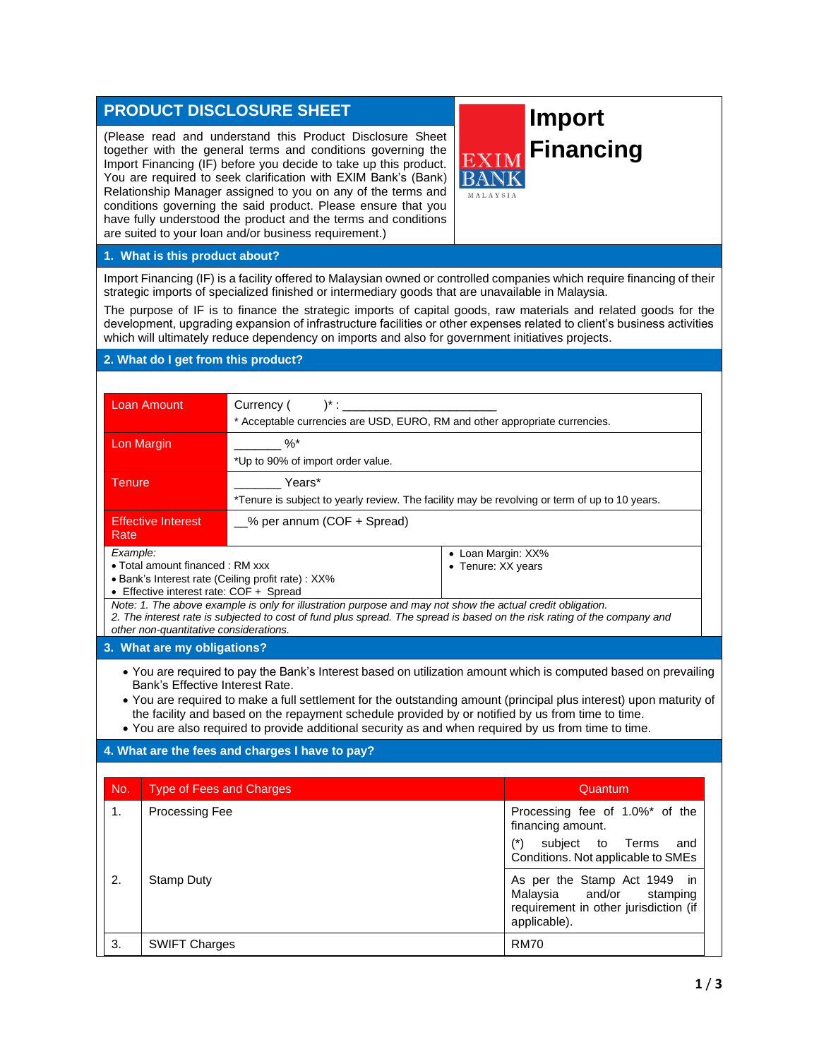# PRODUCT DISCLOSURE SHEET

(Please read and understand this Product Disclosure Sheet together with the general terms and conditions governing the Import Financing (IF) before you decide to take up this product. You are required to seek clarification with EXIM Bank's (Bank) Relationship Manager assigned to you on any of the terms and conditions governing the said product. Please ensure that you have fully understood the product and the terms and conditions are suited to your loan and/or business requirement.)

# Import Financing

EXIM BANK MALAYSIA

## 1. What is this product about?

Import Financing (IF) is a facility offered to Malaysian owned or controlled companies which require financing of their strategic imports of specialized finished or intermediary goods that are unavailable in Malaysia.

The purpose of IF is to finance the strategic imports of capital goods, raw materials and related goods for the development, upgrading expansion of infrastructure facilities or other expenses related to client's business activities which will ultimately reduce dependency on imports and also for government initiatives projects.

## 2. What do I get from this product?

| | |
|---|---|
| Loan Amount | Currency (        )* : ________________________<br>* Acceptable currencies are USD, EURO, RM and other appropriate currencies. |
| Lon Margin | _______ %*<br>*Up to 90% of import order value. |
| Tenure | _______ Years*<br>*Tenure is subject to yearly review. The facility may be revolving or term of up to 10 years. |
| Effective Interest Rate | __% per annum (COF + Spread) |

*Example:*

- Total amount financed : RM xxx
- Bank's Interest rate (Ceiling profit rate) : XX%
- Effective interest rate: COF + Spread
- Loan Margin: XX%
- Tenure: XX years

*Note: 1. The above example is only for illustration purpose and may not show the actual credit obligation.*
*2. The interest rate is subjected to cost of fund plus spread. The spread is based on the risk rating of the company and other non-quantitative considerations.*

## 3. What are my obligations?

- You are required to pay the Bank's Interest based on utilization amount which is computed based on prevailing Bank's Effective Interest Rate.
- You are required to make a full settlement for the outstanding amount (principal plus interest) upon maturity of the facility and based on the repayment schedule provided by or notified by us from time to time.
- You are also required to provide additional security as and when required by us from time to time.

## 4. What are the fees and charges I have to pay?

| No. | Type of Fees and Charges | Quantum |
|---|---|---|
| 1. | Processing Fee | Processing fee of 1.0%* of the financing amount.<br>(*) subject to Terms and Conditions. Not applicable to SMEs |
| 2. | Stamp Duty | As per the Stamp Act 1949 in Malaysia and/or stamping requirement in other jurisdiction (if applicable). |
| 3. | SWIFT Charges | RM70 |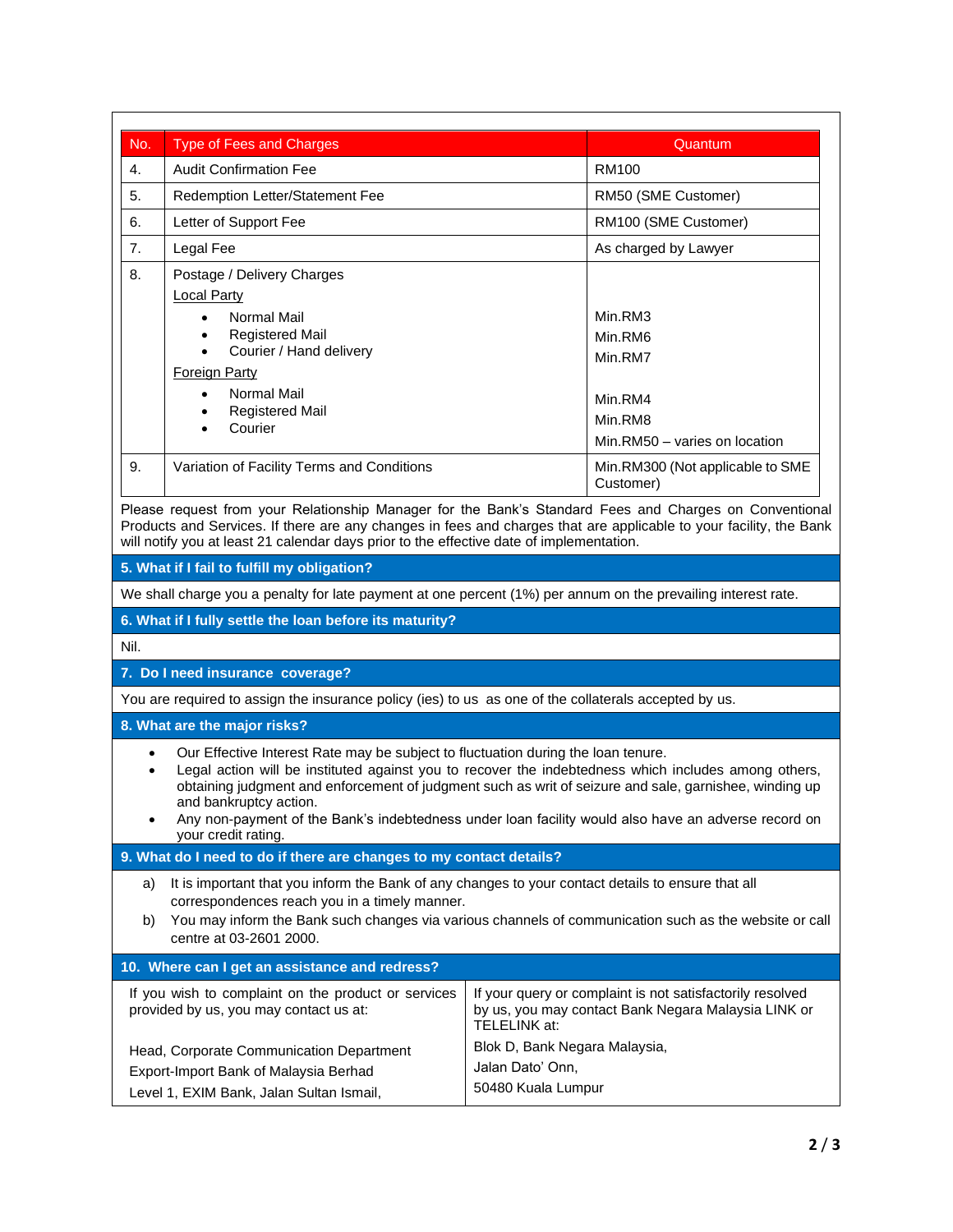| No. | Type of Fees and Charges | Quantum |
| --- | --- | --- |
| 4. | Audit Confirmation Fee | RM100 |
| 5. | Redemption Letter/Statement Fee | RM50 (SME Customer) |
| 6. | Letter of Support Fee | RM100 (SME Customer) |
| 7. | Legal Fee | As charged by Lawyer |
| 8. | Postage / Delivery Charges<br>Local Party<br>• Normal Mail<br>• Registered Mail<br>• Courier / Hand delivery<br>Foreign Party<br>• Normal Mail<br>• Registered Mail<br>• Courier | <br><br>Min.RM3<br>Min.RM6<br>Min.RM7<br><br>Min.RM4<br>Min.RM8<br>Min.RM50 – varies on location |
| 9. | Variation of Facility Terms and Conditions | Min.RM300 (Not applicable to SME Customer) |

Please request from your Relationship Manager for the Bank's Standard Fees and Charges on Conventional Products and Services. If there are any changes in fees and charges that are applicable to your facility, the Bank will notify you at least 21 calendar days prior to the effective date of implementation.

## 5. What if I fail to fulfill my obligation?

We shall charge you a penalty for late payment at one percent (1%) per annum on the prevailing interest rate.

## 6. What if I fully settle the loan before its maturity?

Nil.

## 7. Do I need insurance coverage?

You are required to assign the insurance policy (ies) to us as one of the collaterals accepted by us.

## 8. What are the major risks?

- Our Effective Interest Rate may be subject to fluctuation during the loan tenure.
- Legal action will be instituted against you to recover the indebtedness which includes among others, obtaining judgment and enforcement of judgment such as writ of seizure and sale, garnishee, winding up and bankruptcy action.
- Any non-payment of the Bank's indebtedness under loan facility would also have an adverse record on your credit rating.

## 9. What do I need to do if there are changes to my contact details?

a) It is important that you inform the Bank of any changes to your contact details to ensure that all correspondences reach you in a timely manner.

b) You may inform the Bank such changes via various channels of communication such as the website or call centre at 03-2601 2000.

## 10. Where can I get an assistance and redress?

| If you wish to complaint on the product or services provided by us, you may contact us at:<br><br>Head, Corporate Communication Department<br>Export-Import Bank of Malaysia Berhad<br>Level 1, EXIM Bank, Jalan Sultan Ismail, | If your query or complaint is not satisfactorily resolved by us, you may contact Bank Negara Malaysia LINK or TELELINK at:<br><br>Blok D, Bank Negara Malaysia,<br>Jalan Dato' Onn,<br>50480 Kuala Lumpur |
| --- | --- |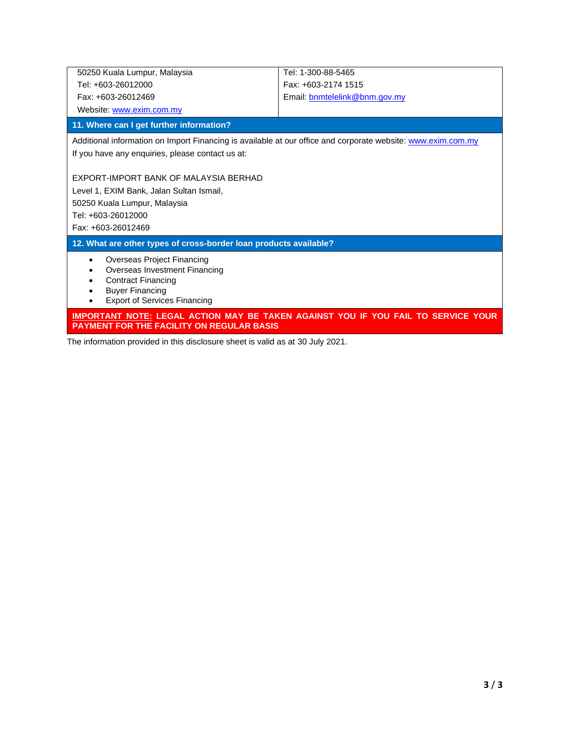| | |
|---|---|
| 50250 Kuala Lumpur, Malaysia<br>Tel: +603-26012000<br>Fax: +603-26012469<br>Website: www.exim.com.my | Tel: 1-300-88-5465<br>Fax: +603-2174 1515<br>Email: bnmtelelink@bnm.gov.my |

**11. Where can I get further information?**

Additional information on Import Financing is available at our office and corporate website: www.exim.com.my

If you have any enquiries, please contact us at:

EXPORT-IMPORT BANK OF MALAYSIA BERHAD
Level 1, EXIM Bank, Jalan Sultan Ismail,
50250 Kuala Lumpur, Malaysia
Tel: +603-26012000
Fax: +603-26012469

**12. What are other types of cross-border loan products available?**

- Overseas Project Financing
- Overseas Investment Financing
- Contract Financing
- Buyer Financing
- Export of Services Financing

**IMPORTANT NOTE: LEGAL ACTION MAY BE TAKEN AGAINST YOU IF YOU FAIL TO SERVICE YOUR PAYMENT FOR THE FACILITY ON REGULAR BASIS**

The information provided in this disclosure sheet is valid as at 30 July 2021.